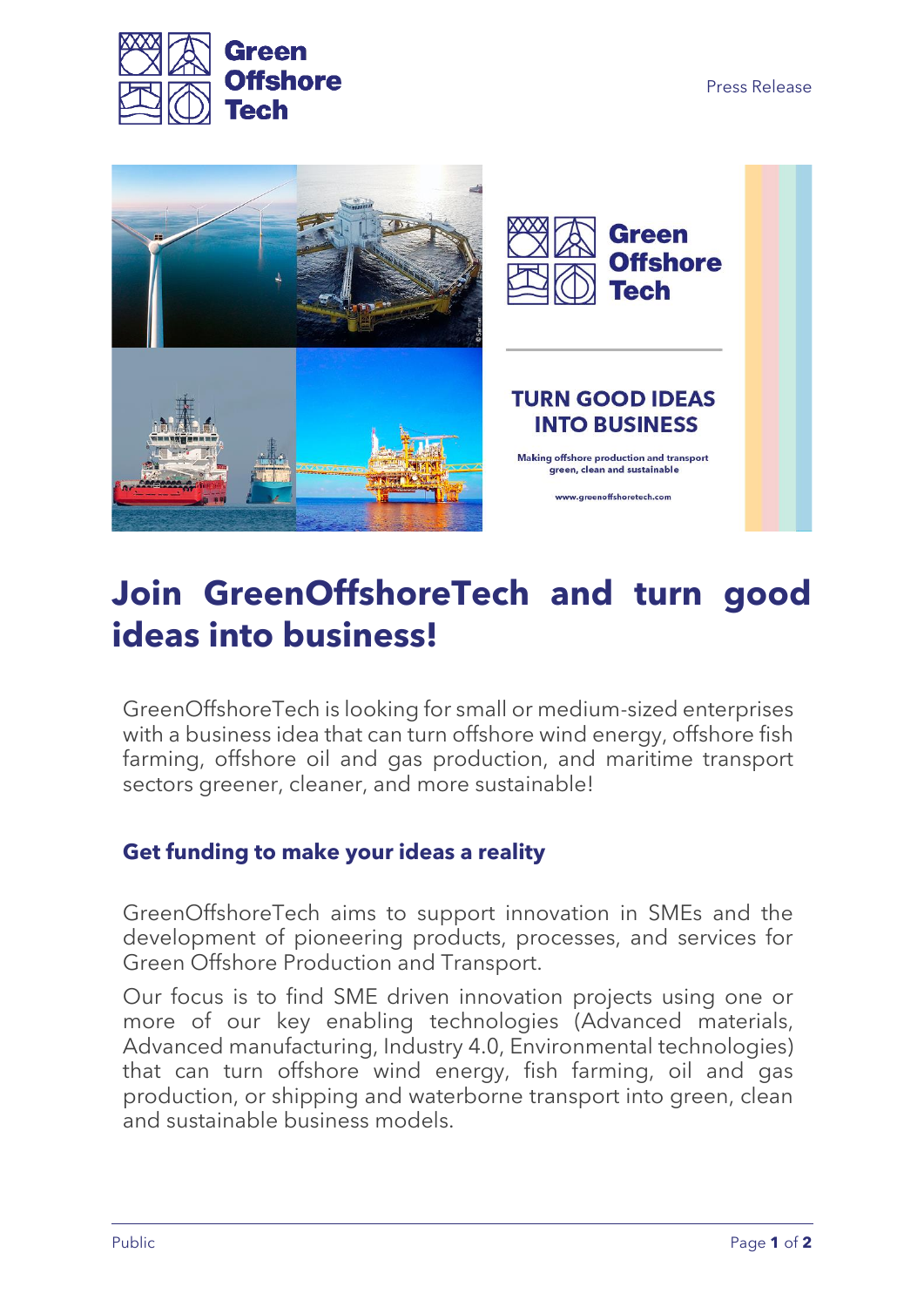Press Release

# Join GreenOffshoreTech and turn good ideas into business!

GreenOffshoreTech is looking for small or medium-sized enterprises with a business idea that can turn offshore wind energy, offshore fish farming, offshore oil and gas production, and maritime transport sectors greener, cleaner, and more sustainable!

### Get funding to make your ideas a reality

GreenOffshoreTech aims to support innovation in SMEs and the development of pioneering products, processes, and services for Green Offshore Production and Transport.

Our focus is to find SME driven innovation projects using one or more of our key enabling technologies (Advanced materials, Advanced manufacturing, Industry 4.0, Environmental technologies) that can turn offshore wind energy, fish farming, oil and gas production, or shipping and waterborne transport into green, clean and sustainable business models.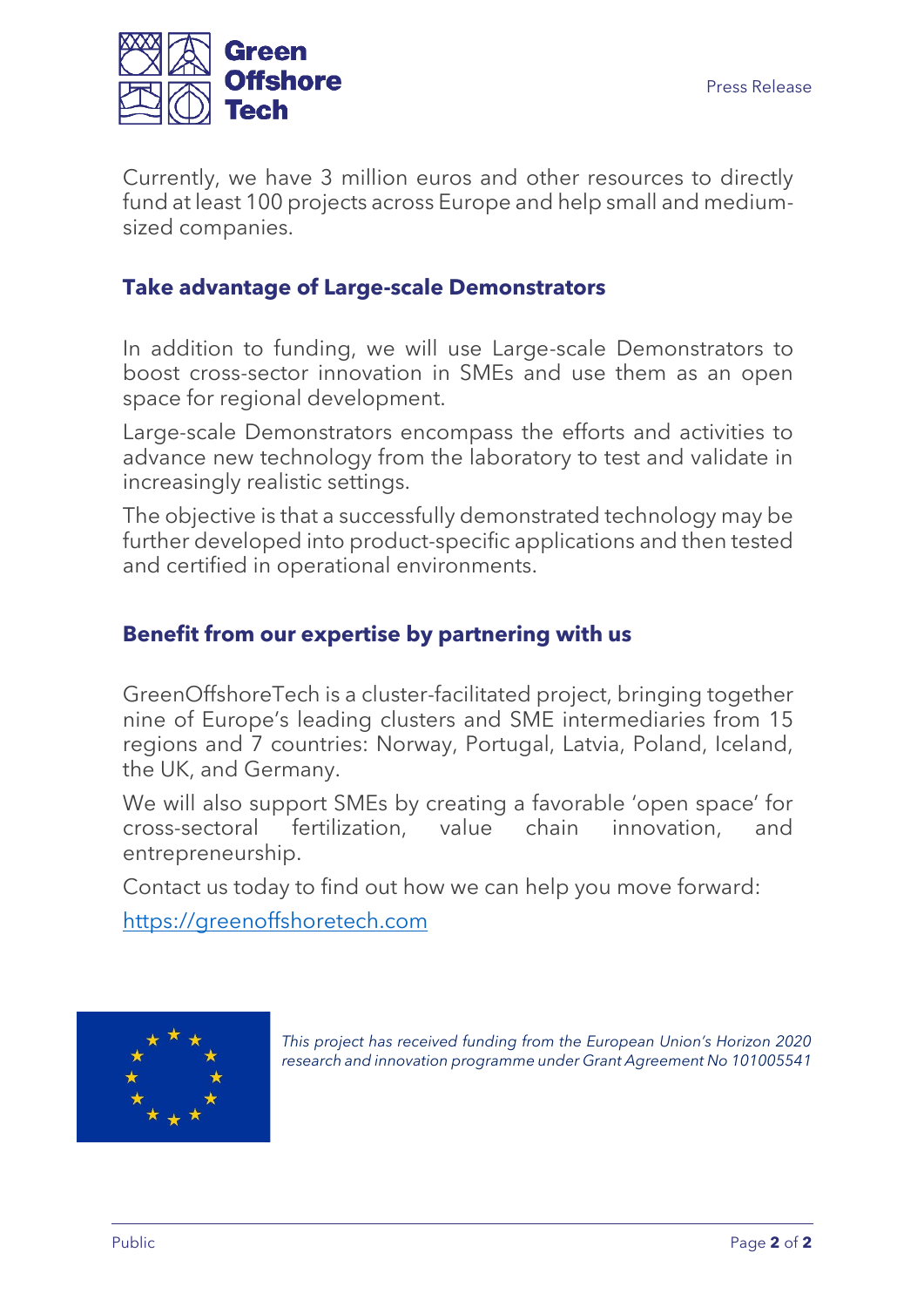Currently, we have 3 million euros and other resources to directly fund at least 100 projects across Europe and help small and medium-sized companies.

## Take advantage of Large-scale Demonstrators

In addition to funding, we will use Large-scale Demonstrators to boost cross-sector innovation in SMEs and use them as an open space for regional development.

Large-scale Demonstrators encompass the efforts and activities to advance new technology from the laboratory to test and validate in increasingly realistic settings.

The objective is that a successfully demonstrated technology may be further developed into product-specific applications and then tested and certified in operational environments.

## Benefit from our expertise by partnering with us

GreenOffshoreTech is a cluster-facilitated project, bringing together nine of Europe's leading clusters and SME intermediaries from 15 regions and 7 countries: Norway, Portugal, Latvia, Poland, Iceland, the UK, and Germany.

We will also support SMEs by creating a favorable 'open space' for cross-sectoral fertilization, value chain innovation, and entrepreneurship.

Contact us today to find out how we can help you move forward:

[https://greenoffshoretech.com](https://greenoffshoretech.com)

*This project has received funding from the European Union's Horizon 2020 research and innovation programme under Grant Agreement No 101005541*